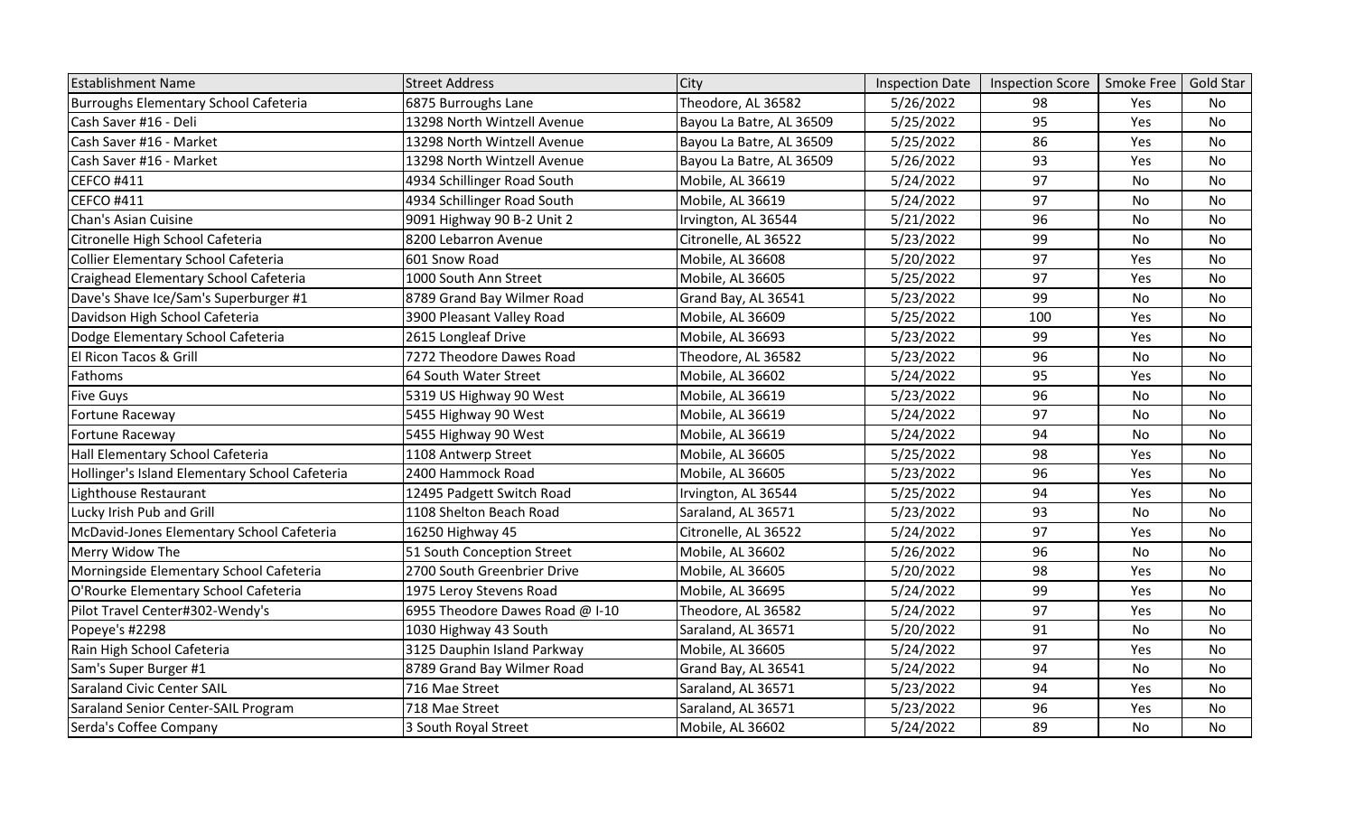| Establishment Name | Street Address | City | Inspection Date | Inspection Score | Smoke Free | Gold Star |
|---|---|---|---|---|---|---|
| Burroughs Elementary School Cafeteria | 6875 Burroughs Lane | Theodore, AL 36582 | 5/26/2022 | 98 | Yes | No |
| Cash Saver #16 - Deli | 13298 North Wintzell Avenue | Bayou La Batre, AL 36509 | 5/25/2022 | 95 | Yes | No |
| Cash Saver #16 - Market | 13298 North Wintzell Avenue | Bayou La Batre, AL 36509 | 5/25/2022 | 86 | Yes | No |
| Cash Saver #16 - Market | 13298 North Wintzell Avenue | Bayou La Batre, AL 36509 | 5/26/2022 | 93 | Yes | No |
| CEFCO #411 | 4934 Schillinger Road South | Mobile, AL 36619 | 5/24/2022 | 97 | No | No |
| CEFCO #411 | 4934 Schillinger Road South | Mobile, AL 36619 | 5/24/2022 | 97 | No | No |
| Chan's Asian Cuisine | 9091 Highway 90 B-2 Unit 2 | Irvington, AL 36544 | 5/21/2022 | 96 | No | No |
| Citronelle High School Cafeteria | 8200 Lebarron Avenue | Citronelle, AL 36522 | 5/23/2022 | 99 | No | No |
| Collier Elementary School Cafeteria | 601 Snow Road | Mobile, AL 36608 | 5/20/2022 | 97 | Yes | No |
| Craighead Elementary School Cafeteria | 1000 South Ann Street | Mobile, AL 36605 | 5/25/2022 | 97 | Yes | No |
| Dave's Shave Ice/Sam's Superburger #1 | 8789 Grand Bay Wilmer Road | Grand Bay, AL 36541 | 5/23/2022 | 99 | No | No |
| Davidson High School Cafeteria | 3900 Pleasant Valley Road | Mobile, AL 36609 | 5/25/2022 | 100 | Yes | No |
| Dodge Elementary School Cafeteria | 2615 Longleaf Drive | Mobile, AL 36693 | 5/23/2022 | 99 | Yes | No |
| El Ricon Tacos & Grill | 7272 Theodore Dawes Road | Theodore, AL 36582 | 5/23/2022 | 96 | No | No |
| Fathoms | 64 South Water Street | Mobile, AL 36602 | 5/24/2022 | 95 | Yes | No |
| Five Guys | 5319 US Highway 90 West | Mobile, AL 36619 | 5/23/2022 | 96 | No | No |
| Fortune Raceway | 5455 Highway 90 West | Mobile, AL 36619 | 5/24/2022 | 97 | No | No |
| Fortune Raceway | 5455 Highway 90 West | Mobile, AL 36619 | 5/24/2022 | 94 | No | No |
| Hall Elementary School Cafeteria | 1108 Antwerp Street | Mobile, AL 36605 | 5/25/2022 | 98 | Yes | No |
| Hollinger's Island Elementary School Cafeteria | 2400 Hammock Road | Mobile, AL 36605 | 5/23/2022 | 96 | Yes | No |
| Lighthouse Restaurant | 12495 Padgett Switch Road | Irvington, AL 36544 | 5/25/2022 | 94 | Yes | No |
| Lucky Irish Pub and Grill | 1108 Shelton Beach Road | Saraland, AL 36571 | 5/23/2022 | 93 | No | No |
| McDavid-Jones Elementary School Cafeteria | 16250 Highway 45 | Citronelle, AL 36522 | 5/24/2022 | 97 | Yes | No |
| Merry Widow The | 51 South Conception Street | Mobile, AL 36602 | 5/26/2022 | 96 | No | No |
| Morningside Elementary School Cafeteria | 2700 South Greenbrier Drive | Mobile, AL 36605 | 5/20/2022 | 98 | Yes | No |
| O'Rourke Elementary School Cafeteria | 1975 Leroy Stevens Road | Mobile, AL 36695 | 5/24/2022 | 99 | Yes | No |
| Pilot Travel Center#302-Wendy's | 6955 Theodore Dawes Road @ I-10 | Theodore, AL 36582 | 5/24/2022 | 97 | Yes | No |
| Popeye's #2298 | 1030 Highway 43 South | Saraland, AL 36571 | 5/20/2022 | 91 | No | No |
| Rain High School Cafeteria | 3125 Dauphin Island Parkway | Mobile, AL 36605 | 5/24/2022 | 97 | Yes | No |
| Sam's Super Burger #1 | 8789 Grand Bay Wilmer Road | Grand Bay, AL 36541 | 5/24/2022 | 94 | No | No |
| Saraland Civic Center SAIL | 716 Mae Street | Saraland, AL 36571 | 5/23/2022 | 94 | Yes | No |
| Saraland Senior Center-SAIL Program | 718 Mae Street | Saraland, AL 36571 | 5/23/2022 | 96 | Yes | No |
| Serda's Coffee Company | 3 South Royal Street | Mobile, AL 36602 | 5/24/2022 | 89 | No | No |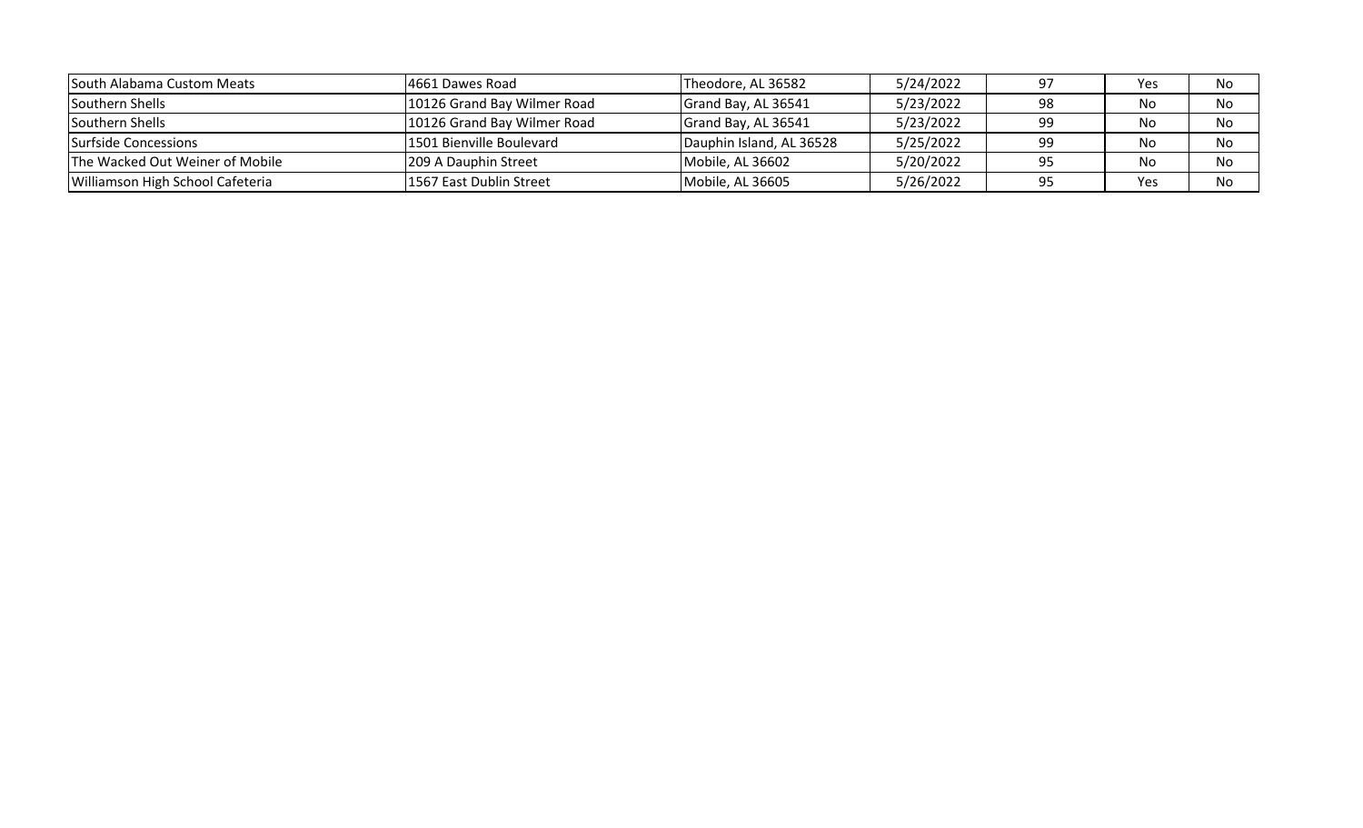| | | | | | | |
|---|---|---|---|---|---|---|
| South Alabama Custom Meats | 4661 Dawes Road | Theodore, AL 36582 | 5/24/2022 | 97 | Yes | No |
| Southern Shells | 10126 Grand Bay Wilmer Road | Grand Bay, AL 36541 | 5/23/2022 | 98 | No | No |
| Southern Shells | 10126 Grand Bay Wilmer Road | Grand Bay, AL 36541 | 5/23/2022 | 99 | No | No |
| Surfside Concessions | 1501 Bienville Boulevard | Dauphin Island, AL 36528 | 5/25/2022 | 99 | No | No |
| The Wacked Out Weiner of Mobile | 209 A Dauphin Street | Mobile, AL 36602 | 5/20/2022 | 95 | No | No |
| Williamson High School Cafeteria | 1567 East Dublin Street | Mobile, AL 36605 | 5/26/2022 | 95 | Yes | No |